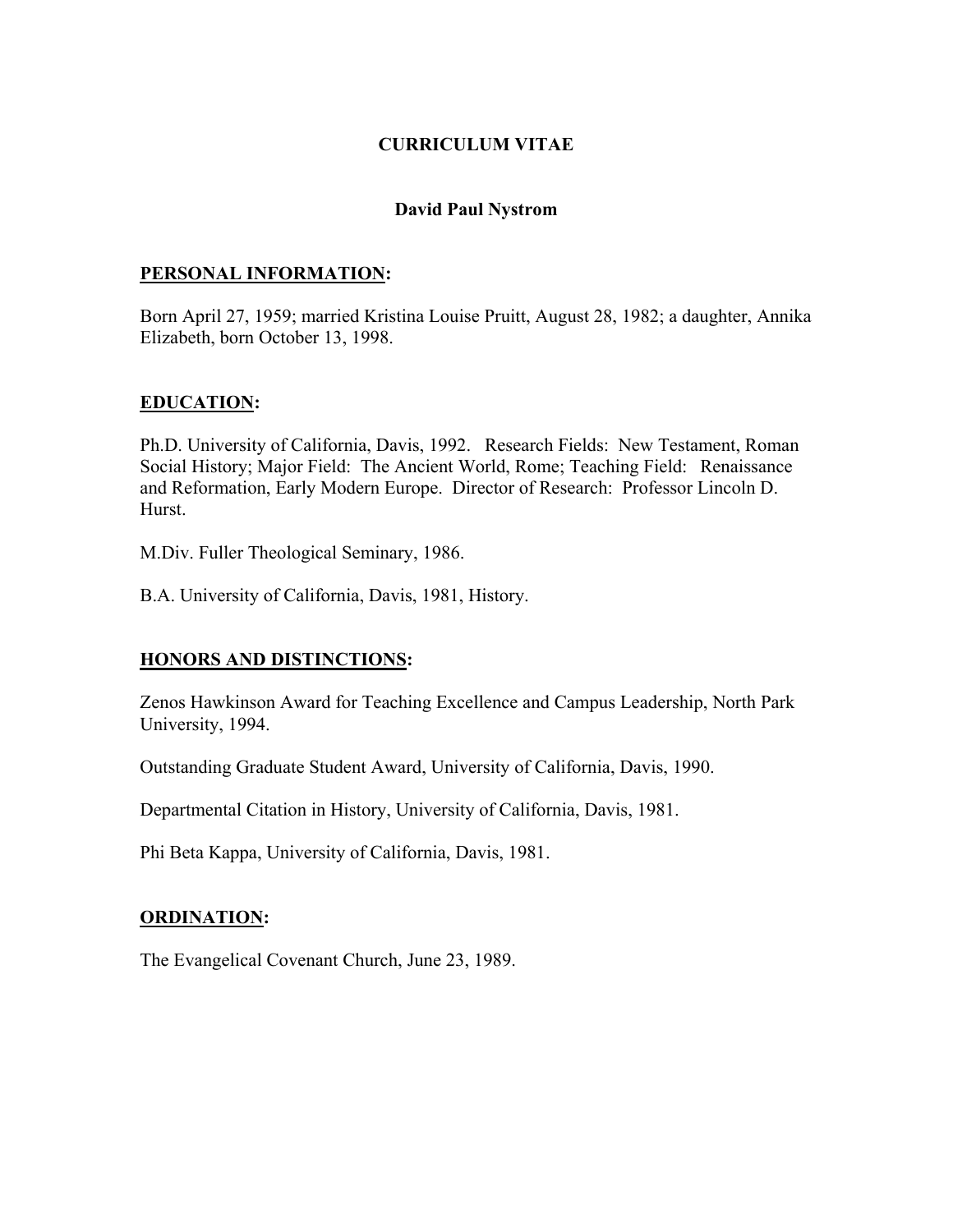# CURRICULUM VITAE

## David Paul Nystrom

### PERSONAL INFORMATION:

Born April 27, 1959; married Kristina Louise Pruitt, August 28, 1982; a daughter, Annika Elizabeth, born October 13, 1998.

### EDUCATION:

Ph.D. University of California, Davis, 1992. Research Fields: New Testament, Roman Social History; Major Field: The Ancient World, Rome; Teaching Field: Renaissance and Reformation, Early Modern Europe. Director of Research: Professor Lincoln D. Hurst.

M.Div. Fuller Theological Seminary, 1986.

B.A. University of California, Davis, 1981, History.

### HONORS AND DISTINCTIONS:

Zenos Hawkinson Award for Teaching Excellence and Campus Leadership, North Park University, 1994.

Outstanding Graduate Student Award, University of California, Davis, 1990.

Departmental Citation in History, University of California, Davis, 1981.

Phi Beta Kappa, University of California, Davis, 1981.

### ORDINATION:

The Evangelical Covenant Church, June 23, 1989.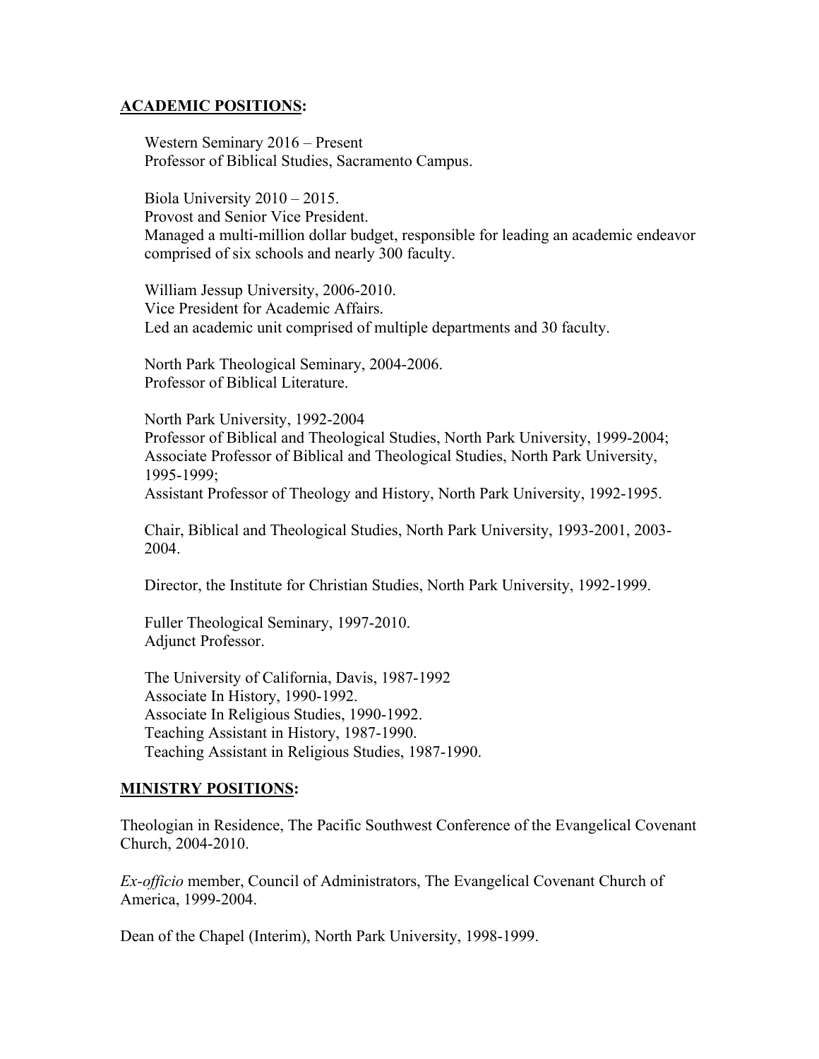## ACADEMIC POSITIONS:

Western Seminary 2016 – Present
Professor of Biblical Studies, Sacramento Campus.

Biola University 2010 – 2015.
Provost and Senior Vice President.
Managed a multi-million dollar budget, responsible for leading an academic endeavor comprised of six schools and nearly 300 faculty.

William Jessup University, 2006-2010.
Vice President for Academic Affairs.
Led an academic unit comprised of multiple departments and 30 faculty.

North Park Theological Seminary, 2004-2006.
Professor of Biblical Literature.

North Park University, 1992-2004
Professor of Biblical and Theological Studies, North Park University, 1999-2004;
Associate Professor of Biblical and Theological Studies, North Park University, 1995-1999;
Assistant Professor of Theology and History, North Park University, 1992-1995.

Chair, Biblical and Theological Studies, North Park University, 1993-2001, 2003-2004.

Director, the Institute for Christian Studies, North Park University, 1992-1999.

Fuller Theological Seminary, 1997-2010.
Adjunct Professor.

The University of California, Davis, 1987-1992
Associate In History, 1990-1992.
Associate In Religious Studies, 1990-1992.
Teaching Assistant in History, 1987-1990.
Teaching Assistant in Religious Studies, 1987-1990.

## MINISTRY POSITIONS:

Theologian in Residence, The Pacific Southwest Conference of the Evangelical Covenant Church, 2004-2010.

*Ex-officio* member, Council of Administrators, The Evangelical Covenant Church of America, 1999-2004.

Dean of the Chapel (Interim), North Park University, 1998-1999.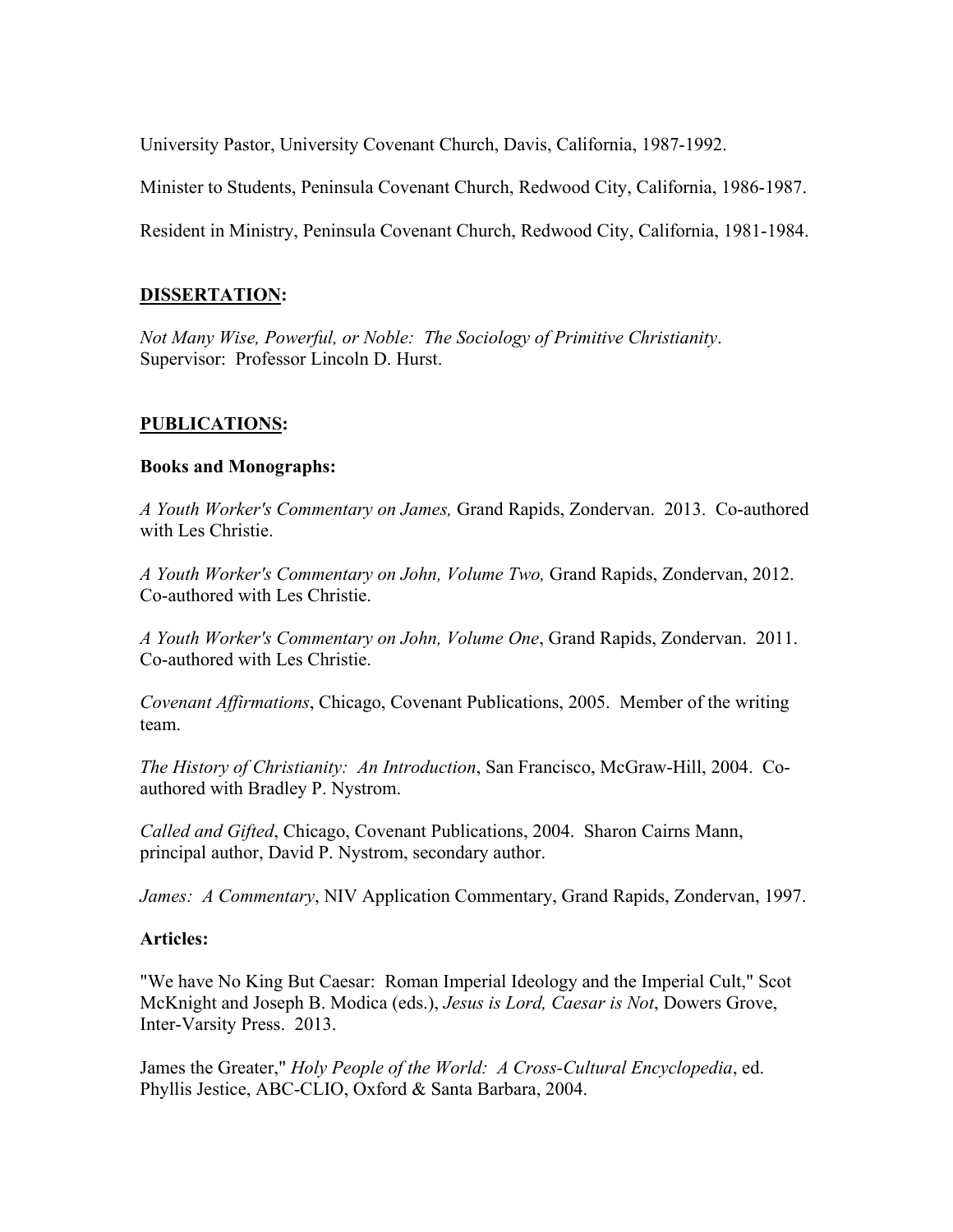University Pastor, University Covenant Church, Davis, California, 1987-1992.

Minister to Students, Peninsula Covenant Church, Redwood City, California, 1986-1987.

Resident in Ministry, Peninsula Covenant Church, Redwood City, California, 1981-1984.

## <u>DISSERTATION</u>:

*Not Many Wise, Powerful, or Noble: The Sociology of Primitive Christianity*.
Supervisor: Professor Lincoln D. Hurst.

## <u>PUBLICATIONS</u>:

### Books and Monographs:

*A Youth Worker's Commentary on James,* Grand Rapids, Zondervan. 2013. Co-authored with Les Christie.

*A Youth Worker's Commentary on John, Volume Two,* Grand Rapids, Zondervan, 2012. Co-authored with Les Christie.

*A Youth Worker's Commentary on John, Volume One*, Grand Rapids, Zondervan. 2011. Co-authored with Les Christie.

*Covenant Affirmations*, Chicago, Covenant Publications, 2005. Member of the writing team.

*The History of Christianity: An Introduction*, San Francisco, McGraw-Hill, 2004. Co-authored with Bradley P. Nystrom.

*Called and Gifted*, Chicago, Covenant Publications, 2004. Sharon Cairns Mann, principal author, David P. Nystrom, secondary author.

*James: A Commentary*, NIV Application Commentary, Grand Rapids, Zondervan, 1997.

### Articles:

"We have No King But Caesar: Roman Imperial Ideology and the Imperial Cult," Scot McKnight and Joseph B. Modica (eds.), *Jesus is Lord, Caesar is Not*, Dowers Grove, Inter-Varsity Press. 2013.

James the Greater," *Holy People of the World: A Cross-Cultural Encyclopedia*, ed. Phyllis Jestice, ABC-CLIO, Oxford & Santa Barbara, 2004.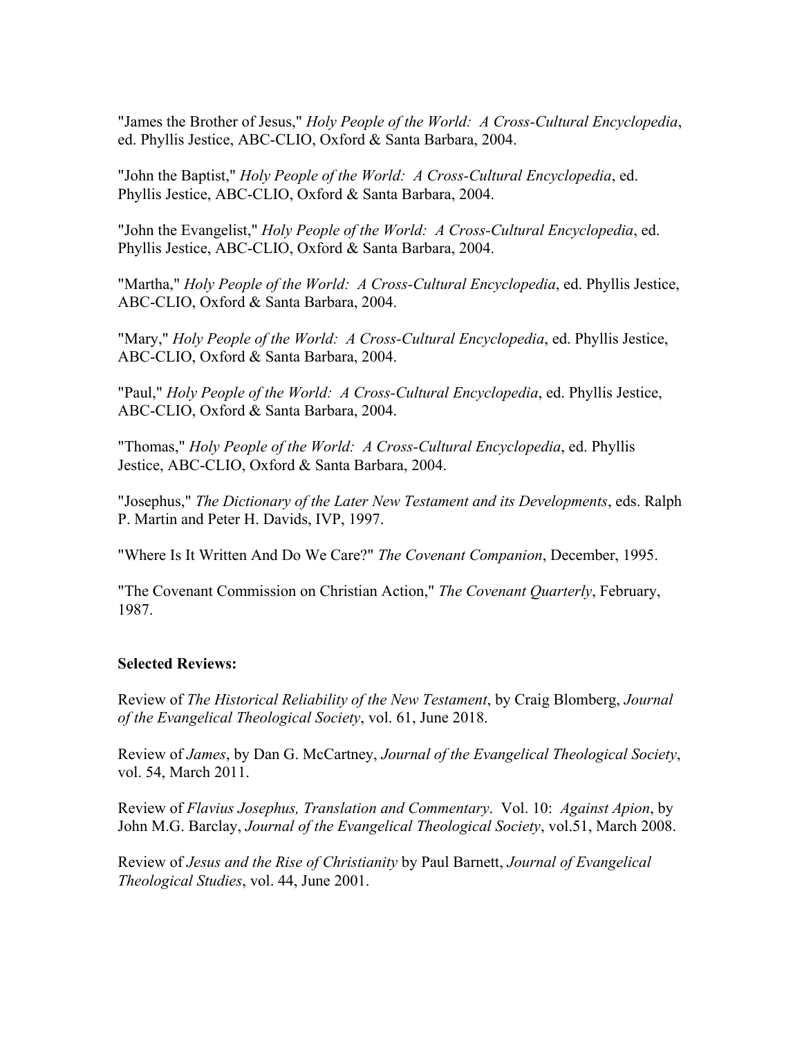"James the Brother of Jesus," *Holy People of the World: A Cross-Cultural Encyclopedia*, ed. Phyllis Jestice, ABC-CLIO, Oxford & Santa Barbara, 2004.

"John the Baptist," *Holy People of the World: A Cross-Cultural Encyclopedia*, ed. Phyllis Jestice, ABC-CLIO, Oxford & Santa Barbara, 2004.

"John the Evangelist," *Holy People of the World: A Cross-Cultural Encyclopedia*, ed. Phyllis Jestice, ABC-CLIO, Oxford & Santa Barbara, 2004.

"Martha," *Holy People of the World: A Cross-Cultural Encyclopedia*, ed. Phyllis Jestice, ABC-CLIO, Oxford & Santa Barbara, 2004.

"Mary," *Holy People of the World: A Cross-Cultural Encyclopedia*, ed. Phyllis Jestice, ABC-CLIO, Oxford & Santa Barbara, 2004.

"Paul," *Holy People of the World: A Cross-Cultural Encyclopedia*, ed. Phyllis Jestice, ABC-CLIO, Oxford & Santa Barbara, 2004.

"Thomas," *Holy People of the World: A Cross-Cultural Encyclopedia*, ed. Phyllis Jestice, ABC-CLIO, Oxford & Santa Barbara, 2004.

"Josephus," *The Dictionary of the Later New Testament and its Developments*, eds. Ralph P. Martin and Peter H. Davids, IVP, 1997.

"Where Is It Written And Do We Care?" *The Covenant Companion*, December, 1995.

"The Covenant Commission on Christian Action," *The Covenant Quarterly*, February, 1987.

**Selected Reviews:**

Review of *The Historical Reliability of the New Testament*, by Craig Blomberg, *Journal of the Evangelical Theological Society*, vol. 61, June 2018.

Review of *James*, by Dan G. McCartney, *Journal of the Evangelical Theological Society*, vol. 54, March 2011.

Review of *Flavius Josephus, Translation and Commentary*. Vol. 10: *Against Apion*, by John M.G. Barclay, *Journal of the Evangelical Theological Society*, vol.51, March 2008.

Review of *Jesus and the Rise of Christianity* by Paul Barnett, *Journal of Evangelical Theological Studies*, vol. 44, June 2001.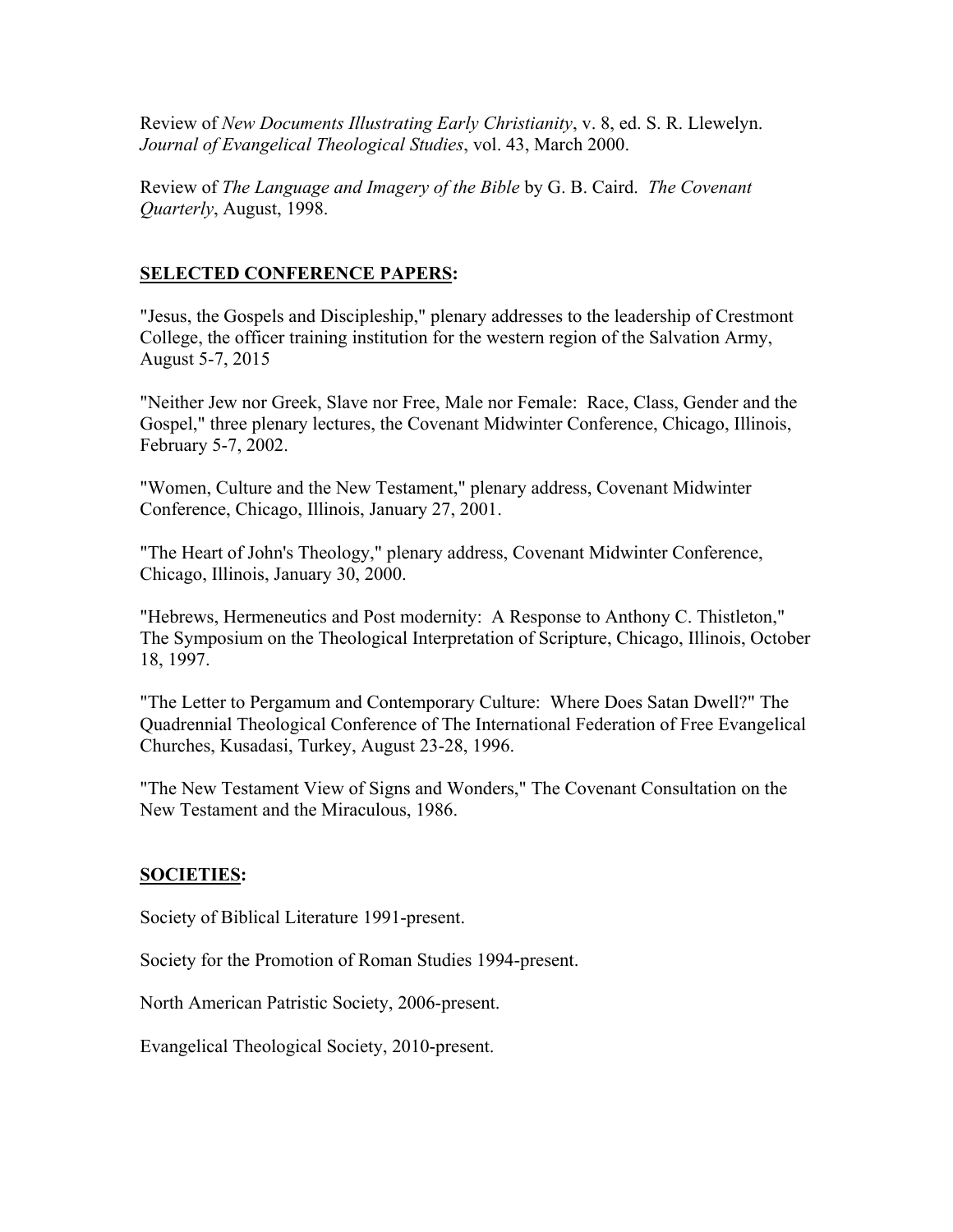Review of *New Documents Illustrating Early Christianity*, v. 8, ed. S. R. Llewelyn. *Journal of Evangelical Theological Studies*, vol. 43, March 2000.

Review of *The Language and Imagery of the Bible* by G. B. Caird. *The Covenant Quarterly*, August, 1998.

## SELECTED CONFERENCE PAPERS:

"Jesus, the Gospels and Discipleship," plenary addresses to the leadership of Crestmont College, the officer training institution for the western region of the Salvation Army, August 5-7, 2015

"Neither Jew nor Greek, Slave nor Free, Male nor Female: Race, Class, Gender and the Gospel," three plenary lectures, the Covenant Midwinter Conference, Chicago, Illinois, February 5-7, 2002.

"Women, Culture and the New Testament," plenary address, Covenant Midwinter Conference, Chicago, Illinois, January 27, 2001.

"The Heart of John's Theology," plenary address, Covenant Midwinter Conference, Chicago, Illinois, January 30, 2000.

"Hebrews, Hermeneutics and Post modernity: A Response to Anthony C. Thistleton," The Symposium on the Theological Interpretation of Scripture, Chicago, Illinois, October 18, 1997.

"The Letter to Pergamum and Contemporary Culture: Where Does Satan Dwell?" The Quadrennial Theological Conference of The International Federation of Free Evangelical Churches, Kusadasi, Turkey, August 23-28, 1996.

"The New Testament View of Signs and Wonders," The Covenant Consultation on the New Testament and the Miraculous, 1986.

## SOCIETIES:

Society of Biblical Literature 1991-present.

Society for the Promotion of Roman Studies 1994-present.

North American Patristic Society, 2006-present.

Evangelical Theological Society, 2010-present.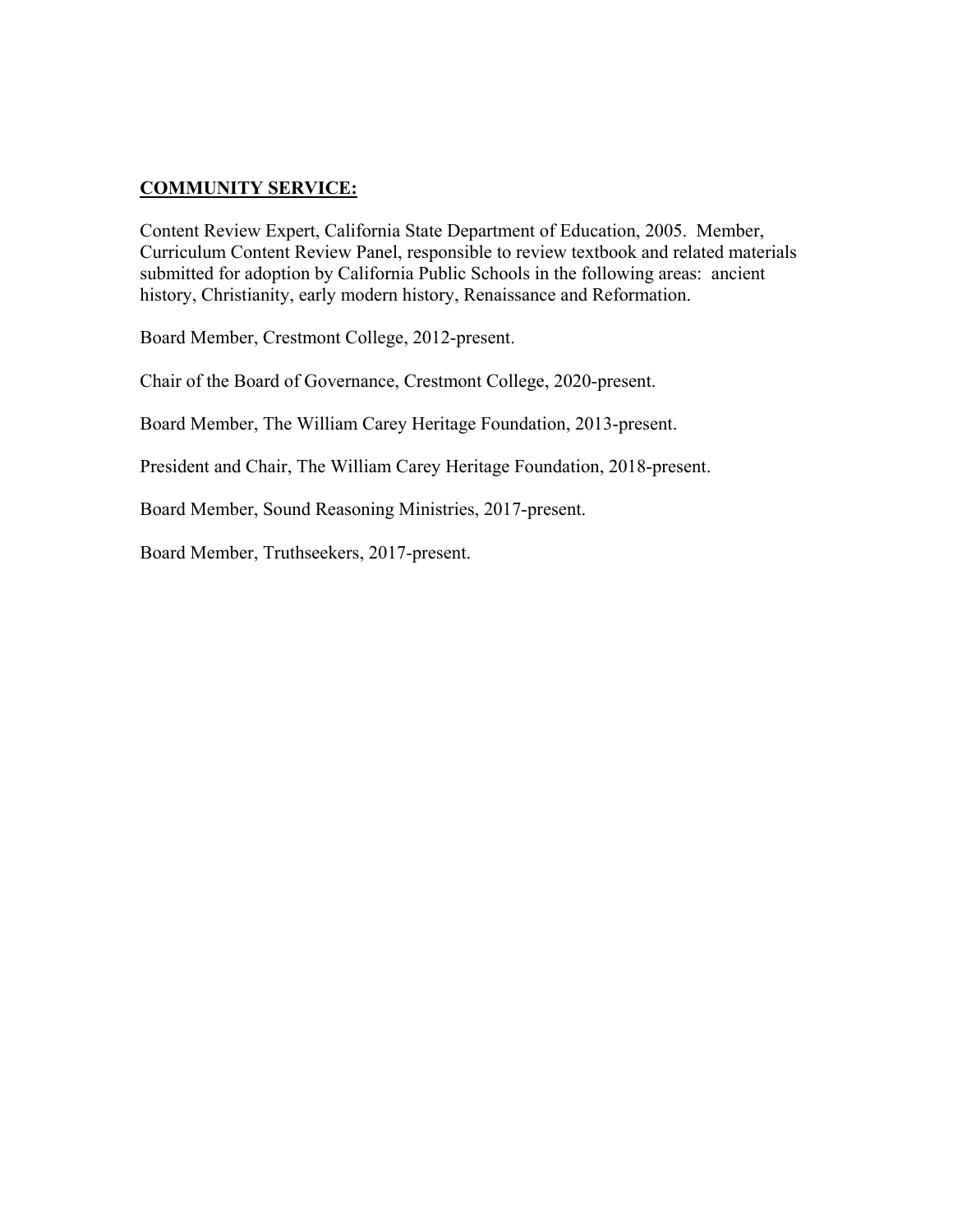## **COMMUNITY SERVICE:**

Content Review Expert, California State Department of Education, 2005. Member, Curriculum Content Review Panel, responsible to review textbook and related materials submitted for adoption by California Public Schools in the following areas: ancient history, Christianity, early modern history, Renaissance and Reformation.

Board Member, Crestmont College, 2012-present.

Chair of the Board of Governance, Crestmont College, 2020-present.

Board Member, The William Carey Heritage Foundation, 2013-present.

President and Chair, The William Carey Heritage Foundation, 2018-present.

Board Member, Sound Reasoning Ministries, 2017-present.

Board Member, Truthseekers, 2017-present.